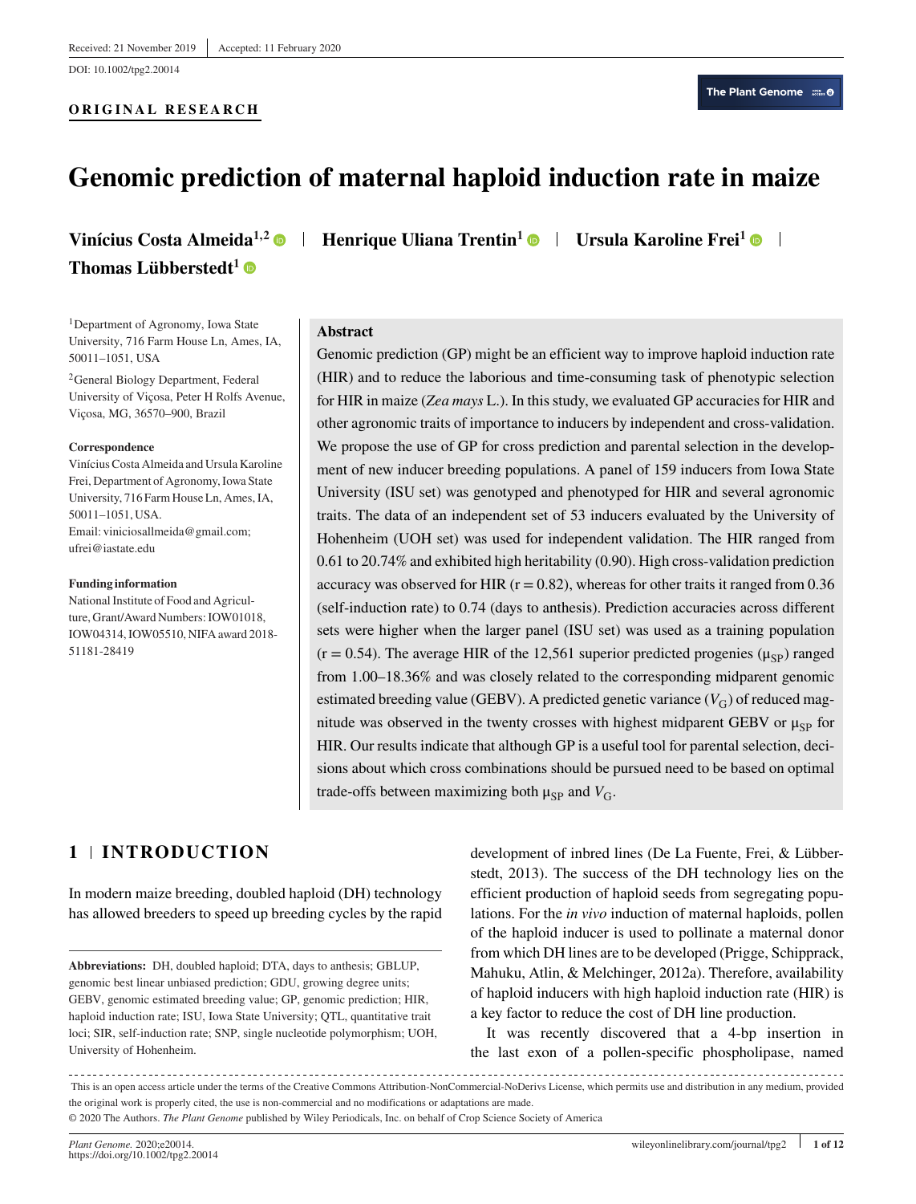Received: 21 November 2019 | Accepted: 11 February 2020

DOI: 10.1002/tpg2.20014

**ORIGINAL RESEARCH**

# Genomic prediction of maternal haploid induction rate in maize

**Vinícius Costa Almeida**[1,2] | **Henrique Uliana Trentin**[1] | **Ursula Karoline Frei**[1] | **Thomas Lübberstedt**[1]

[1]Department of Agronomy, Iowa State University, 716 Farm House Ln, Ames, IA, 50011–1051, USA

[2]General Biology Department, Federal University of Viçosa, Peter H Rolfs Avenue, Viçosa, MG, 36570–900, Brazil

**Correspondence**

Vinícius Costa Almeida and Ursula Karoline Frei, Department of Agronomy, Iowa State University, 716 Farm House Ln, Ames, IA, 50011–1051, USA.
Email: viniciosallmeida@gmail.com; ufrei@iastate.edu

**Funding information**

National Institute of Food and Agriculture, Grant/Award Numbers: IOW01018, IOW04314, IOW05510, NIFA award 2018-51181-28419

## Abstract

Genomic prediction (GP) might be an efficient way to improve haploid induction rate (HIR) and to reduce the laborious and time-consuming task of phenotypic selection for HIR in maize (*Zea mays* L.). In this study, we evaluated GP accuracies for HIR and other agronomic traits of importance to inducers by independent and cross-validation. We propose the use of GP for cross prediction and parental selection in the development of new inducer breeding populations. A panel of 159 inducers from Iowa State University (ISU set) was genotyped and phenotyped for HIR and several agronomic traits. The data of an independent set of 53 inducers evaluated by the University of Hohenheim (UOH set) was used for independent validation. The HIR ranged from 0.61 to 20.74% and exhibited high heritability (0.90). High cross-validation prediction accuracy was observed for HIR (r = 0.82), whereas for other traits it ranged from 0.36 (self-induction rate) to 0.74 (days to anthesis). Prediction accuracies across different sets were higher when the larger panel (ISU set) was used as a training population (r = 0.54). The average HIR of the 12,561 superior predicted progenies ($\mu_{SP}$) ranged from 1.00–18.36% and was closely related to the corresponding midparent genomic estimated breeding value (GEBV). A predicted genetic variance ($V_G$) of reduced magnitude was observed in the twenty crosses with highest midparent GEBV or $\mu_{SP}$ for HIR. Our results indicate that although GP is a useful tool for parental selection, decisions about which cross combinations should be pursued need to be based on optimal trade-offs between maximizing both $\mu_{SP}$ and $V_G$.

## 1 | INTRODUCTION

In modern maize breeding, doubled haploid (DH) technology has allowed breeders to speed up breeding cycles by the rapid development of inbred lines (De La Fuente, Frei, & Lübberstedt, 2013). The success of the DH technology lies on the efficient production of haploid seeds from segregating populations. For the *in vivo* induction of maternal haploids, pollen of the haploid inducer is used to pollinate a maternal donor from which DH lines are to be developed (Prigge, Schipprack, Mahuku, Atlin, & Melchinger, 2012a). Therefore, availability of haploid inducers with high haploid induction rate (HIR) is a key factor to reduce the cost of DH line production.

It was recently discovered that a 4-bp insertion in the last exon of a pollen-specific phospholipase, named

**Abbreviations:** DH, doubled haploid; DTA, days to anthesis; GBLUP, genomic best linear unbiased prediction; GDU, growing degree units; GEBV, genomic estimated breeding value; GP, genomic prediction; HIR, haploid induction rate; ISU, Iowa State University; QTL, quantitative trait loci; SIR, self-induction rate; SNP, single nucleotide polymorphism; UOH, University of Hohenheim.

This is an open access article under the terms of the Creative Commons Attribution-NonCommercial-NoDerivs License, which permits use and distribution in any medium, provided the original work is properly cited, the use is non-commercial and no modifications or adaptations are made.
© 2020 The Authors. *The Plant Genome* published by Wiley Periodicals, Inc. on behalf of Crop Science Society of America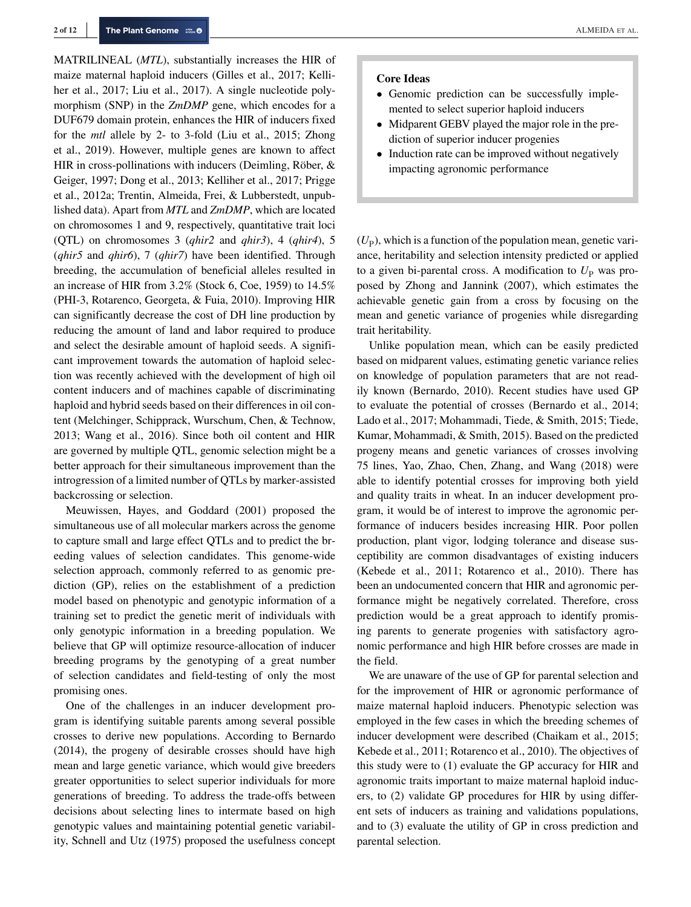MATRILINEAL (*MTL*), substantially increases the HIR of maize maternal haploid inducers (Gilles et al., 2017; Kelliher et al., 2017; Liu et al., 2017). A single nucleotide polymorphism (SNP) in the *ZmDMP* gene, which encodes for a DUF679 domain protein, enhances the HIR of inducers fixed for the *mtl* allele by 2- to 3-fold (Liu et al., 2015; Zhong et al., 2019). However, multiple genes are known to affect HIR in cross-pollinations with inducers (Deimling, Röber, & Geiger, 1997; Dong et al., 2013; Kelliher et al., 2017; Prigge et al., 2012a; Trentin, Almeida, Frei, & Lubberstedt, unpublished data). Apart from *MTL* and *ZmDMP*, which are located on chromosomes 1 and 9, respectively, quantitative trait loci (QTL) on chromosomes 3 (*qhir2* and *qhir3*), 4 (*qhir4*), 5 (*qhir5* and *qhir6*), 7 (*qhir7*) have been identified. Through breeding, the accumulation of beneficial alleles resulted in an increase of HIR from 3.2% (Stock 6, Coe, 1959) to 14.5% (PHI-3, Rotarenco, Georgeta, & Fuia, 2010). Improving HIR can significantly decrease the cost of DH line production by reducing the amount of land and labor required to produce and select the desirable amount of haploid seeds. A significant improvement towards the automation of haploid selection was recently achieved with the development of high oil content inducers and of machines capable of discriminating haploid and hybrid seeds based on their differences in oil content (Melchinger, Schipprack, Wurschum, Chen, & Technow, 2013; Wang et al., 2016). Since both oil content and HIR are governed by multiple QTL, genomic selection might be a better approach for their simultaneous improvement than the introgression of a limited number of QTLs by marker-assisted backcrossing or selection.

Meuwissen, Hayes, and Goddard (2001) proposed the simultaneous use of all molecular markers across the genome to capture small and large effect QTLs and to predict the breeding values of selection candidates. This genome-wide selection approach, commonly referred to as genomic prediction (GP), relies on the establishment of a prediction model based on phenotypic and genotypic information of a training set to predict the genetic merit of individuals with only genotypic information in a breeding population. We believe that GP will optimize resource-allocation of inducer breeding programs by the genotyping of a great number of selection candidates and field-testing of only the most promising ones.

One of the challenges in an inducer development program is identifying suitable parents among several possible crosses to derive new populations. According to Bernardo (2014), the progeny of desirable crosses should have high mean and large genetic variance, which would give breeders greater opportunities to select superior individuals for more generations of breeding. To address the trade-offs between decisions about selecting lines to intermate based on high genotypic values and maintaining potential genetic variability, Schnell and Utz (1975) proposed the usefulness concept ($U_P$), which is a function of the population mean, genetic variance, heritability and selection intensity predicted or applied to a given bi-parental cross. A modification to $U_P$ was proposed by Zhong and Jannink (2007), which estimates the achievable genetic gain from a cross by focusing on the mean and genetic variance of progenies while disregarding trait heritability.

Unlike population mean, which can be easily predicted based on midparent values, estimating genetic variance relies on knowledge of population parameters that are not readily known (Bernardo, 2010). Recent studies have used GP to evaluate the potential of crosses (Bernardo et al., 2014; Lado et al., 2017; Mohammadi, Tiede, & Smith, 2015; Tiede, Kumar, Mohammadi, & Smith, 2015). Based on the predicted progeny means and genetic variances of crosses involving 75 lines, Yao, Zhao, Chen, Zhang, and Wang (2018) were able to identify potential crosses for improving both yield and quality traits in wheat. In an inducer development program, it would be of interest to improve the agronomic performance of inducers besides increasing HIR. Poor pollen production, plant vigor, lodging tolerance and disease susceptibility are common disadvantages of existing inducers (Kebede et al., 2011; Rotarenco et al., 2010). There has been an undocumented concern that HIR and agronomic performance might be negatively correlated. Therefore, cross prediction would be a great approach to identify promising parents to generate progenies with satisfactory agronomic performance and high HIR before crosses are made in the field.

We are unaware of the use of GP for parental selection and for the improvement of HIR or agronomic performance of maize maternal haploid inducers. Phenotypic selection was employed in the few cases in which the breeding schemes of inducer development were described (Chaikam et al., 2015; Kebede et al., 2011; Rotarenco et al., 2010). The objectives of this study were to (1) evaluate the GP accuracy for HIR and agronomic traits important to maize maternal haploid inducers, to (2) validate GP procedures for HIR by using different sets of inducers as training and validations populations, and to (3) evaluate the utility of GP in cross prediction and parental selection.

**Core Ideas**

- Genomic prediction can be successfully implemented to select superior haploid inducers
- Midparent GEBV played the major role in the prediction of superior inducer progenies
- Induction rate can be improved without negatively impacting agronomic performance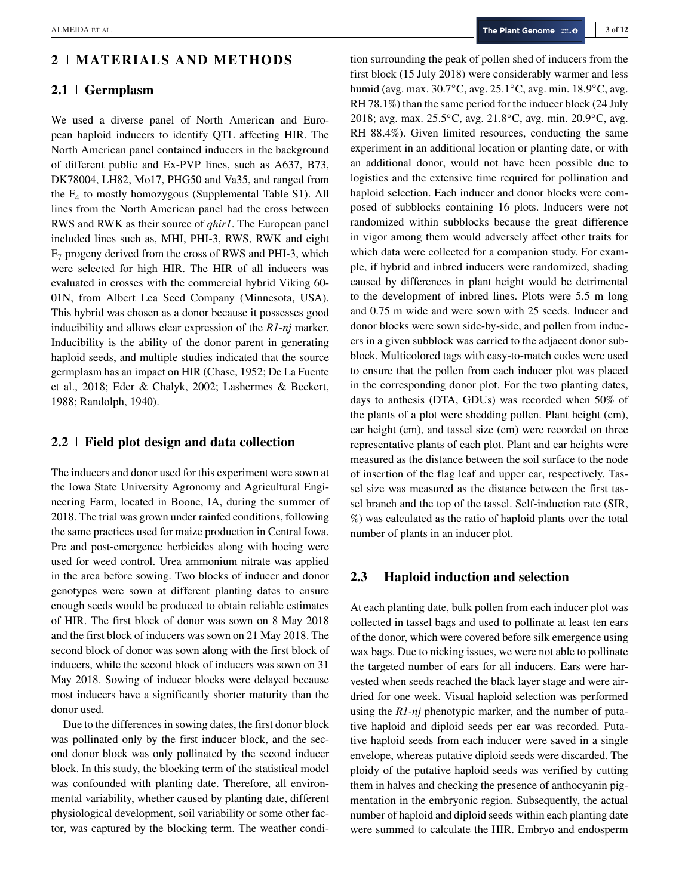## 2 | MATERIALS AND METHODS

### 2.1 | Germplasm

We used a diverse panel of North American and European haploid inducers to identify QTL affecting HIR. The North American panel contained inducers in the background of different public and Ex-PVP lines, such as A637, B73, DK78004, LH82, Mo17, PHG50 and Va35, and ranged from the $F_4$ to mostly homozygous (Supplemental Table S1). All lines from the North American panel had the cross between RWS and RWK as their source of *qhir1*. The European panel included lines such as, MHI, PHI-3, RWS, RWK and eight $F_7$ progeny derived from the cross of RWS and PHI-3, which were selected for high HIR. The HIR of all inducers was evaluated in crosses with the commercial hybrid Viking 60-01N, from Albert Lea Seed Company (Minnesota, USA). This hybrid was chosen as a donor because it possesses good inducibility and allows clear expression of the *R1-nj* marker. Inducibility is the ability of the donor parent in generating haploid seeds, and multiple studies indicated that the source germplasm has an impact on HIR (Chase, 1952; De La Fuente et al., 2018; Eder & Chalyk, 2002; Lashermes & Beckert, 1988; Randolph, 1940).

### 2.2 | Field plot design and data collection

The inducers and donor used for this experiment were sown at the Iowa State University Agronomy and Agricultural Engineering Farm, located in Boone, IA, during the summer of 2018. The trial was grown under rainfed conditions, following the same practices used for maize production in Central Iowa. Pre and post-emergence herbicides along with hoeing were used for weed control. Urea ammonium nitrate was applied in the area before sowing. Two blocks of inducer and donor genotypes were sown at different planting dates to ensure enough seeds would be produced to obtain reliable estimates of HIR. The first block of donor was sown on 8 May 2018 and the first block of inducers was sown on 21 May 2018. The second block of donor was sown along with the first block of inducers, while the second block of inducers was sown on 31 May 2018. Sowing of inducer blocks were delayed because most inducers have a significantly shorter maturity than the donor used.

Due to the differences in sowing dates, the first donor block was pollinated only by the first inducer block, and the second donor block was only pollinated by the second inducer block. In this study, the blocking term of the statistical model was confounded with planting date. Therefore, all environmental variability, whether caused by planting date, different physiological development, soil variability or some other factor, was captured by the blocking term. The weather condition surrounding the peak of pollen shed of inducers from the first block (15 July 2018) were considerably warmer and less humid (avg. max. 30.7°C, avg. 25.1°C, avg. min. 18.9°C, avg. RH 78.1%) than the same period for the inducer block (24 July 2018; avg. max. 25.5°C, avg. 21.8°C, avg. min. 20.9°C, avg. RH 88.4%). Given limited resources, conducting the same experiment in an additional location or planting date, or with an additional donor, would not have been possible due to logistics and the extensive time required for pollination and haploid selection. Each inducer and donor blocks were composed of subblocks containing 16 plots. Inducers were not randomized within subblocks because the great difference in vigor among them would adversely affect other traits for which data were collected for a companion study. For example, if hybrid and inbred inducers were randomized, shading caused by differences in plant height would be detrimental to the development of inbred lines. Plots were 5.5 m long and 0.75 m wide and were sown with 25 seeds. Inducer and donor blocks were sown side-by-side, and pollen from inducers in a given subblock was carried to the adjacent donor subblock. Multicolored tags with easy-to-match codes were used to ensure that the pollen from each inducer plot was placed in the corresponding donor plot. For the two planting dates, days to anthesis (DTA, GDUs) was recorded when 50% of the plants of a plot were shedding pollen. Plant height (cm), ear height (cm), and tassel size (cm) were recorded on three representative plants of each plot. Plant and ear heights were measured as the distance between the soil surface to the node of insertion of the flag leaf and upper ear, respectively. Tassel size was measured as the distance between the first tassel branch and the top of the tassel. Self-induction rate (SIR, %) was calculated as the ratio of haploid plants over the total number of plants in an inducer plot.

### 2.3 | Haploid induction and selection

At each planting date, bulk pollen from each inducer plot was collected in tassel bags and used to pollinate at least ten ears of the donor, which were covered before silk emergence using wax bags. Due to nicking issues, we were not able to pollinate the targeted number of ears for all inducers. Ears were harvested when seeds reached the black layer stage and were air-dried for one week. Visual haploid selection was performed using the *R1-nj* phenotypic marker, and the number of putative haploid and diploid seeds per ear was recorded. Putative haploid seeds from each inducer were saved in a single envelope, whereas putative diploid seeds were discarded. The ploidy of the putative haploid seeds was verified by cutting them in halves and checking the presence of anthocyanin pigmentation in the embryonic region. Subsequently, the actual number of haploid and diploid seeds within each planting date were summed to calculate the HIR. Embryo and endosperm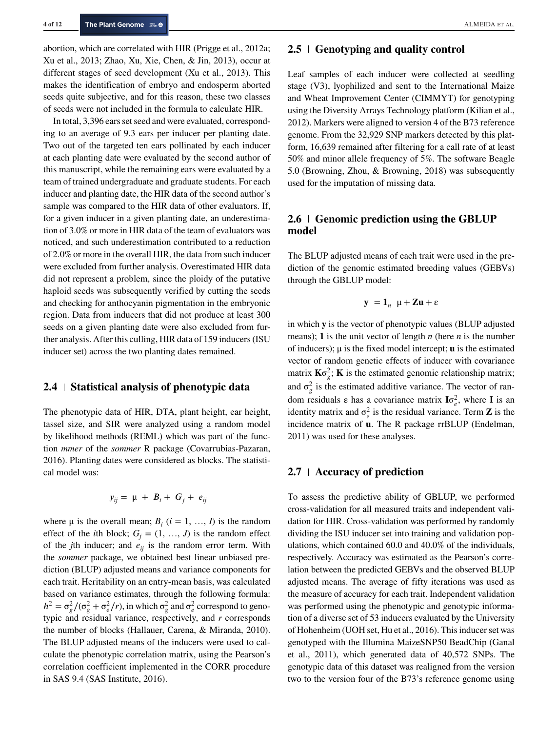abortion, which are correlated with HIR (Prigge et al., 2012a; Xu et al., 2013; Zhao, Xu, Xie, Chen, & Jin, 2013), occur at different stages of seed development (Xu et al., 2013). This makes the identification of embryo and endosperm aborted seeds quite subjective, and for this reason, these two classes of seeds were not included in the formula to calculate HIR.

In total, 3,396 ears set seed and were evaluated, corresponding to an average of 9.3 ears per inducer per planting date. Two out of the targeted ten ears pollinated by each inducer at each planting date were evaluated by the second author of this manuscript, while the remaining ears were evaluated by a team of trained undergraduate and graduate students. For each inducer and planting date, the HIR data of the second author's sample was compared to the HIR data of other evaluators. If, for a given inducer in a given planting date, an underestimation of 3.0% or more in HIR data of the team of evaluators was noticed, and such underestimation contributed to a reduction of 2.0% or more in the overall HIR, the data from such inducer were excluded from further analysis. Overestimated HIR data did not represent a problem, since the ploidy of the putative haploid seeds was subsequently verified by cutting the seeds and checking for anthocyanin pigmentation in the embryonic region. Data from inducers that did not produce at least 300 seeds on a given planting date were also excluded from further analysis. After this culling, HIR data of 159 inducers (ISU inducer set) across the two planting dates remained.

## 2.4 | Statistical analysis of phenotypic data

The phenotypic data of HIR, DTA, plant height, ear height, tassel size, and SIR were analyzed using a random model by likelihood methods (REML) which was part of the function *mmer* of the *sommer* R package (Covarrubias-Pazaran, 2016). Planting dates were considered as blocks. The statistical model was:

$$y_{ij} = \mu + B_i + G_j + e_{ij}$$

where $\mu$ is the overall mean; $B_i$ ($i = 1, \ldots, I$) is the random effect of the $i$th block; $G_j = (1, \ldots, J)$ is the random effect of the $j$th inducer; and $e_{ij}$ is the random error term. With the *sommer* package, we obtained best linear unbiased prediction (BLUP) adjusted means and variance components for each trait. Heritability on an entry-mean basis, was calculated based on variance estimates, through the following formula: $h^2 = \sigma_g^2/(\sigma_g^2 + \sigma_e^2/r)$, in which $\sigma_g^2$ and $\sigma_e^2$ correspond to genotypic and residual variance, respectively, and $r$ corresponds the number of blocks (Hallauer, Carena, & Miranda, 2010). The BLUP adjusted means of the inducers were used to calculate the phenotypic correlation matrix, using the Pearson's correlation coefficient implemented in the CORR procedure in SAS 9.4 (SAS Institute, 2016).

## 2.5 | Genotyping and quality control

Leaf samples of each inducer were collected at seedling stage (V3), lyophilized and sent to the International Maize and Wheat Improvement Center (CIMMYT) for genotyping using the Diversity Arrays Technology platform (Kilian et al., 2012). Markers were aligned to version 4 of the B73 reference genome. From the 32,929 SNP markers detected by this platform, 16,639 remained after filtering for a call rate of at least 50% and minor allele frequency of 5%. The software Beagle 5.0 (Browning, Zhou, & Browning, 2018) was subsequently used for the imputation of missing data.

## 2.6 | Genomic prediction using the GBLUP model

The BLUP adjusted means of each trait were used in the prediction of the genomic estimated breeding values (GEBVs) through the GBLUP model:

$$\mathbf{y} = \mathbf{1}_n \mu + \mathbf{Z}\mathbf{u} + \varepsilon$$

in which $\mathbf{y}$ is the vector of phenotypic values (BLUP adjusted means); $\mathbf{1}$ is the unit vector of length $n$ (here $n$ is the number of inducers); $\mu$ is the fixed model intercept; $\mathbf{u}$ is the estimated vector of random genetic effects of inducer with covariance matrix $\mathbf{K}\sigma_g^2$; $\mathbf{K}$ is the estimated genomic relationship matrix; and $\sigma_g^2$ is the estimated additive variance. The vector of random residuals $\varepsilon$ has a covariance matrix $\mathbf{I}\sigma_e^2$, where $\mathbf{I}$ is an identity matrix and $\sigma_e^2$ is the residual variance. Term $\mathbf{Z}$ is the incidence matrix of $\mathbf{u}$. The R package rrBLUP (Endelman, 2011) was used for these analyses.

## 2.7 | Accuracy of prediction

To assess the predictive ability of GBLUP, we performed cross-validation for all measured traits and independent validation for HIR. Cross-validation was performed by randomly dividing the ISU inducer set into training and validation populations, which contained 60.0 and 40.0% of the individuals, respectively. Accuracy was estimated as the Pearson's correlation between the predicted GEBVs and the observed BLUP adjusted means. The average of fifty iterations was used as the measure of accuracy for each trait. Independent validation was performed using the phenotypic and genotypic information of a diverse set of 53 inducers evaluated by the University of Hohenheim (UOH set, Hu et al., 2016). This inducer set was genotyped with the Illumina MaizeSNP50 BeadChip (Ganal et al., 2011), which generated data of 40,572 SNPs. The genotypic data of this dataset was realigned from the version two to the version four of the B73's reference genome using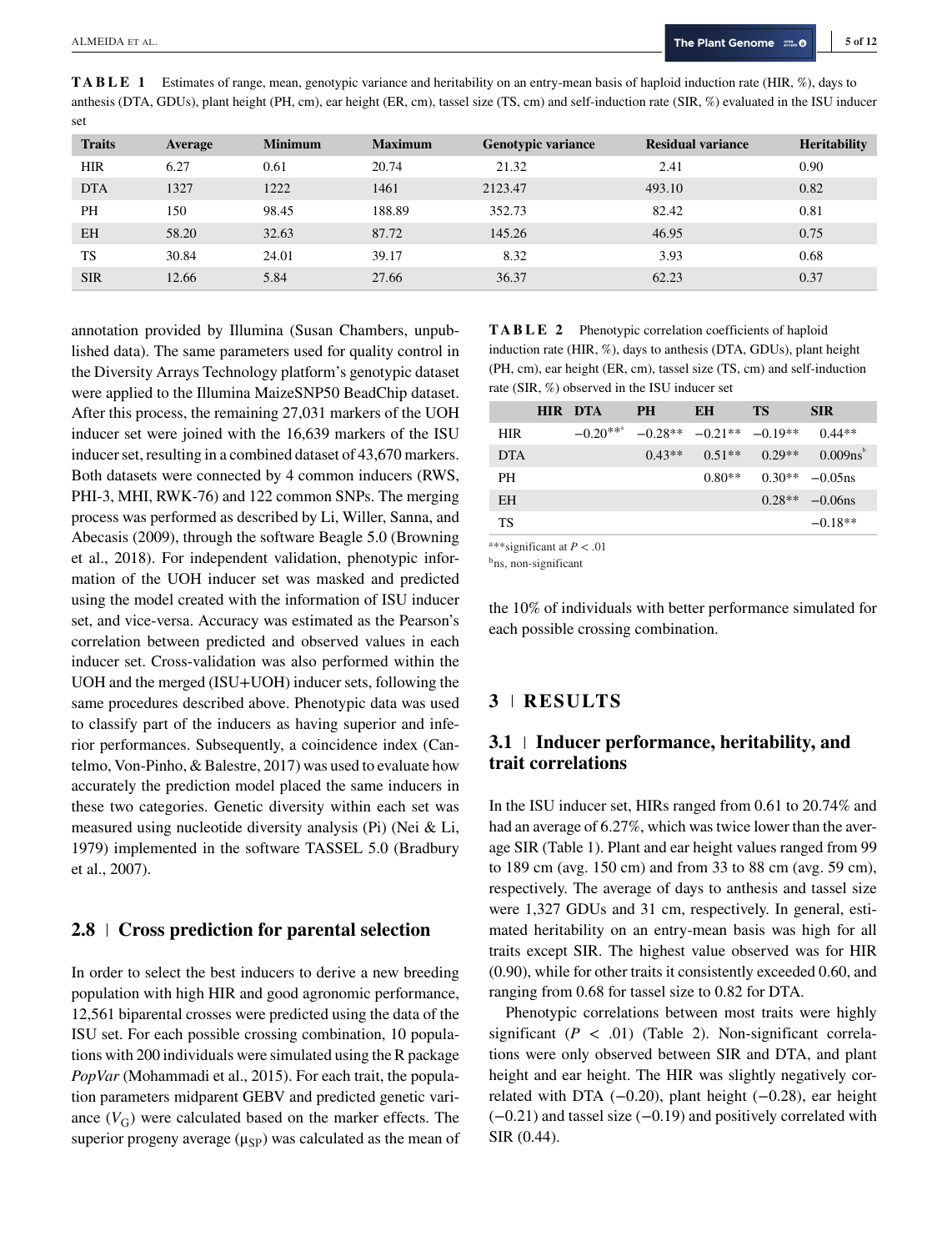**TABLE 1** Estimates of range, mean, genotypic variance and heritability on an entry-mean basis of haploid induction rate (HIR, %), days to anthesis (DTA, GDUs), plant height (PH, cm), ear height (ER, cm), tassel size (TS, cm) and self-induction rate (SIR, %) evaluated in the ISU inducer set

| Traits | Average | Minimum | Maximum | Genotypic variance | Residual variance | Heritability |
|---|---|---|---|---|---|---|
| HIR | 6.27 | 0.61 | 20.74 | 21.32 | 2.41 | 0.90 |
| DTA | 1327 | 1222 | 1461 | 2123.47 | 493.10 | 0.82 |
| PH | 150 | 98.45 | 188.89 | 352.73 | 82.42 | 0.81 |
| EH | 58.20 | 32.63 | 87.72 | 145.26 | 46.95 | 0.75 |
| TS | 30.84 | 24.01 | 39.17 | 8.32 | 3.93 | 0.68 |
| SIR | 12.66 | 5.84 | 27.66 | 36.37 | 62.23 | 0.37 |

annotation provided by Illumina (Susan Chambers, unpublished data). The same parameters used for quality control in the Diversity Arrays Technology platform's genotypic dataset were applied to the Illumina MaizeSNP50 BeadChip dataset. After this process, the remaining 27,031 markers of the UOH inducer set were joined with the 16,639 markers of the ISU inducer set, resulting in a combined dataset of 43,670 markers. Both datasets were connected by 4 common inducers (RWS, PHI-3, MHI, RWK-76) and 122 common SNPs. The merging process was performed as described by Li, Willer, Sanna, and Abecasis (2009), through the software Beagle 5.0 (Browning et al., 2018). For independent validation, phenotypic information of the UOH inducer set was masked and predicted using the model created with the information of ISU inducer set, and vice-versa. Accuracy was estimated as the Pearson's correlation between predicted and observed values in each inducer set. Cross-validation was also performed within the UOH and the merged (ISU+UOH) inducer sets, following the same procedures described above. Phenotypic data was used to classify part of the inducers as having superior and inferior performances. Subsequently, a coincidence index (Cantelmo, Von-Pinho, & Balestre, 2017) was used to evaluate how accurately the prediction model placed the same inducers in these two categories. Genetic diversity within each set was measured using nucleotide diversity analysis (Pi) (Nei & Li, 1979) implemented in the software TASSEL 5.0 (Bradbury et al., 2007).

## 2.8 | Cross prediction for parental selection

In order to select the best inducers to derive a new breeding population with high HIR and good agronomic performance, 12,561 biparental crosses were predicted using the data of the ISU set. For each possible crossing combination, 10 populations with 200 individuals were simulated using the R package *PopVar* (Mohammadi et al., 2015). For each trait, the population parameters midparent GEBV and predicted genetic variance ($V_G$) were calculated based on the marker effects. The superior progeny average ($\mu_{SP}$) was calculated as the mean of the 10% of individuals with better performance simulated for each possible crossing combination.

**TABLE 2** Phenotypic correlation coefficients of haploid induction rate (HIR, %), days to anthesis (DTA, GDUs), plant height (PH, cm), ear height (ER, cm), tassel size (TS, cm) and self-induction rate (SIR, %) observed in the ISU inducer set

| | HIR | DTA | PH | EH | TS | SIR |
|---|---|---|---|---|---|---|
| HIR | | −0.20**[a] | −0.28** | −0.21** | −0.19** | 0.44** |
| DTA | | | 0.43** | 0.51** | 0.29** | 0.009ns[b] |
| PH | | | | 0.80** | 0.30** | −0.05ns |
| EH | | | | | 0.28** | −0.06ns |
| TS | | | | | | −0.18** |

[a]**significant at $P < .01$

[b]ns, non-significant

# 3 | RESULTS

## 3.1 | Inducer performance, heritability, and trait correlations

In the ISU inducer set, HIRs ranged from 0.61 to 20.74% and had an average of 6.27%, which was twice lower than the average SIR (Table 1). Plant and ear height values ranged from 99 to 189 cm (avg. 150 cm) and from 33 to 88 cm (avg. 59 cm), respectively. The average of days to anthesis and tassel size were 1,327 GDUs and 31 cm, respectively. In general, estimated heritability on an entry-mean basis was high for all traits except SIR. The highest value observed was for HIR (0.90), while for other traits it consistently exceeded 0.60, and ranging from 0.68 for tassel size to 0.82 for DTA.

Phenotypic correlations between most traits were highly significant ($P < .01$) (Table 2). Non-significant correlations were only observed between SIR and DTA, and plant height and ear height. The HIR was slightly negatively correlated with DTA (−0.20), plant height (−0.28), ear height (−0.21) and tassel size (−0.19) and positively correlated with SIR (0.44).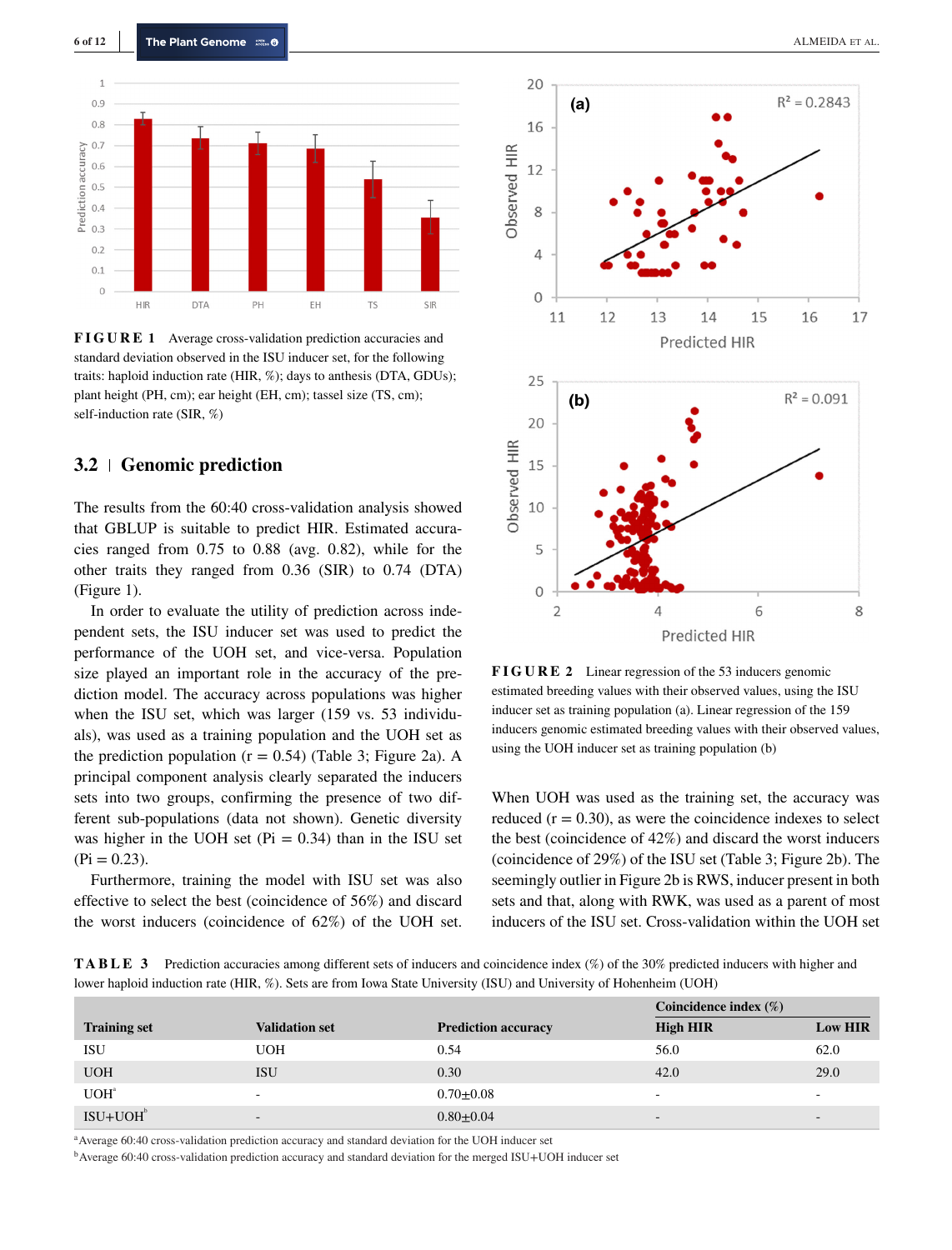**FIGURE 1** Average cross-validation prediction accuracies and standard deviation observed in the ISU inducer set, for the following traits: haploid induction rate (HIR, %); days to anthesis (DTA, GDUs); plant height (PH, cm); ear height (EH, cm); tassel size (TS, cm); self-induction rate (SIR, %)

## 3.2 | Genomic prediction

The results from the 60:40 cross-validation analysis showed that GBLUP is suitable to predict HIR. Estimated accuracies ranged from 0.75 to 0.88 (avg. 0.82), while for the other traits they ranged from 0.36 (SIR) to 0.74 (DTA) (Figure 1).

In order to evaluate the utility of prediction across independent sets, the ISU inducer set was used to predict the performance of the UOH set, and vice-versa. Population size played an important role in the accuracy of the prediction model. The accuracy across populations was higher when the ISU set, which was larger (159 vs. 53 individuals), was used as a training population and the UOH set as the prediction population ($r = 0.54$) (Table 3; Figure 2a). A principal component analysis clearly separated the inducers sets into two groups, confirming the presence of two different sub-populations (data not shown). Genetic diversity was higher in the UOH set ($Pi = 0.34$) than in the ISU set ($Pi = 0.23$).

Furthermore, training the model with ISU set was also effective to select the best (coincidence of 56%) and discard the worst inducers (coincidence of 62%) of the UOH set.

**FIGURE 2** Linear regression of the 53 inducers genomic estimated breeding values with their observed values, using the ISU inducer set as training population (a). Linear regression of the 159 inducers genomic estimated breeding values with their observed values, using the UOH inducer set as training population (b)

When UOH was used as the training set, the accuracy was reduced ($r = 0.30$), as were the coincidence indexes to select the best (coincidence of 42%) and discard the worst inducers (coincidence of 29%) of the ISU set (Table 3; Figure 2b). The seemingly outlier in Figure 2b is RWS, inducer present in both sets and that, along with RWK, was used as a parent of most inducers of the ISU set. Cross-validation within the UOH set

**TABLE 3** Prediction accuracies among different sets of inducers and coincidence index (%) of the 30% predicted inducers with higher and lower haploid induction rate (HIR, %). Sets are from Iowa State University (ISU) and University of Hohenheim (UOH)

| Training set | Validation set | Prediction accuracy | Coincidence index (%) | |
|---|---|---|---|---|
| | | | High HIR | Low HIR |
| ISU | UOH | 0.54 | 56.0 | 62.0 |
| UOH | ISU | 0.30 | 42.0 | 29.0 |
| UOH[a] | - | 0.70±0.08 | - | - |
| ISU+UOH[b] | - | 0.80±0.04 | - | - |

[a]Average 60:40 cross-validation prediction accuracy and standard deviation for the UOH inducer set

[b]Average 60:40 cross-validation prediction accuracy and standard deviation for the merged ISU+UOH inducer set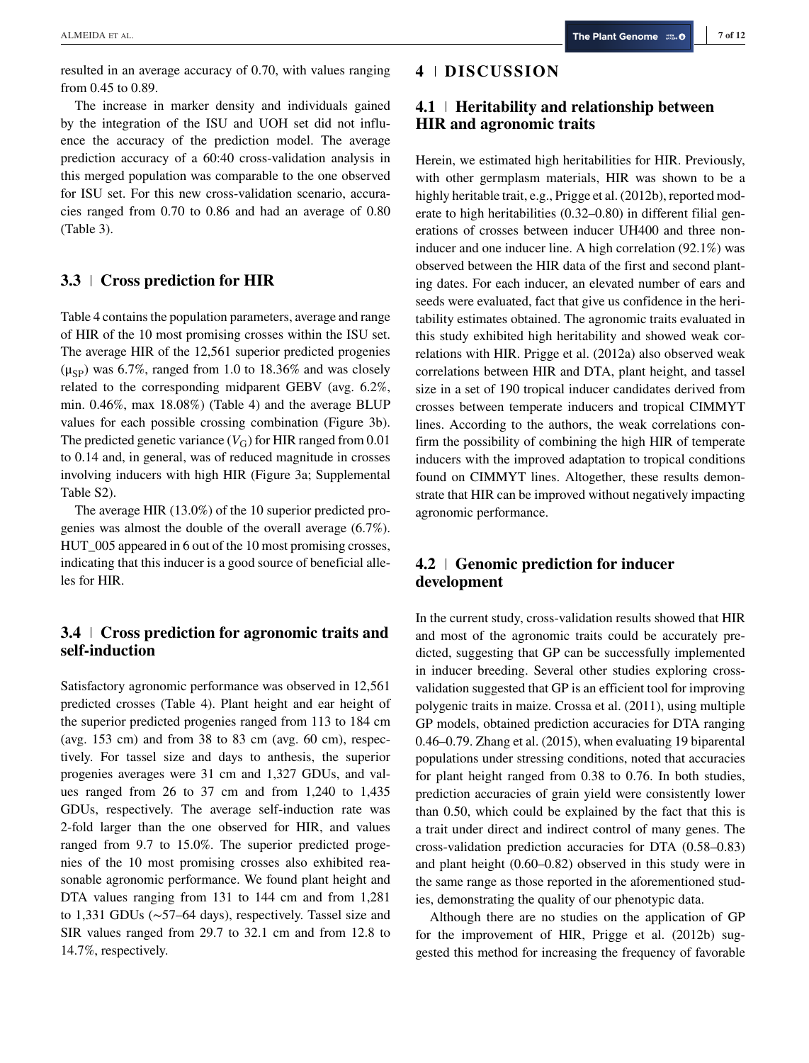resulted in an average accuracy of 0.70, with values ranging from 0.45 to 0.89.

The increase in marker density and individuals gained by the integration of the ISU and UOH set did not influence the accuracy of the prediction model. The average prediction accuracy of a 60:40 cross-validation analysis in this merged population was comparable to the one observed for ISU set. For this new cross-validation scenario, accuracies ranged from 0.70 to 0.86 and had an average of 0.80 (Table 3).

### 3.3 | Cross prediction for HIR

Table 4 contains the population parameters, average and range of HIR of the 10 most promising crosses within the ISU set. The average HIR of the 12,561 superior predicted progenies ($\mu_{SP}$) was 6.7%, ranged from 1.0 to 18.36% and was closely related to the corresponding midparent GEBV (avg. 6.2%, min. 0.46%, max 18.08%) (Table 4) and the average BLUP values for each possible crossing combination (Figure 3b). The predicted genetic variance ($V_G$) for HIR ranged from 0.01 to 0.14 and, in general, was of reduced magnitude in crosses involving inducers with high HIR (Figure 3a; Supplemental Table S2).

The average HIR (13.0%) of the 10 superior predicted progenies was almost the double of the overall average (6.7%). HUT_005 appeared in 6 out of the 10 most promising crosses, indicating that this inducer is a good source of beneficial alleles for HIR.

### 3.4 | Cross prediction for agronomic traits and self-induction

Satisfactory agronomic performance was observed in 12,561 predicted crosses (Table 4). Plant height and ear height of the superior predicted progenies ranged from 113 to 184 cm (avg. 153 cm) and from 38 to 83 cm (avg. 60 cm), respectively. For tassel size and days to anthesis, the superior progenies averages were 31 cm and 1,327 GDUs, and values ranged from 26 to 37 cm and from 1,240 to 1,435 GDUs, respectively. The average self-induction rate was 2-fold larger than the one observed for HIR, and values ranged from 9.7 to 15.0%. The superior predicted progenies of the 10 most promising crosses also exhibited reasonable agronomic performance. We found plant height and DTA values ranging from 131 to 144 cm and from 1,281 to 1,331 GDUs (~57–64 days), respectively. Tassel size and SIR values ranged from 29.7 to 32.1 cm and from 12.8 to 14.7%, respectively.

## 4 | DISCUSSION

### 4.1 | Heritability and relationship between HIR and agronomic traits

Herein, we estimated high heritabilities for HIR. Previously, with other germplasm materials, HIR was shown to be a highly heritable trait, e.g., Prigge et al. (2012b), reported moderate to high heritabilities (0.32–0.80) in different filial generations of crosses between inducer UH400 and three noninducer and one inducer line. A high correlation (92.1%) was observed between the HIR data of the first and second planting dates. For each inducer, an elevated number of ears and seeds were evaluated, fact that give us confidence in the heritability estimates obtained. The agronomic traits evaluated in this study exhibited high heritability and showed weak correlations with HIR. Prigge et al. (2012a) also observed weak correlations between HIR and DTA, plant height, and tassel size in a set of 190 tropical inducer candidates derived from crosses between temperate inducers and tropical CIMMYT lines. According to the authors, the weak correlations confirm the possibility of combining the high HIR of temperate inducers with the improved adaptation to tropical conditions found on CIMMYT lines. Altogether, these results demonstrate that HIR can be improved without negatively impacting agronomic performance.

### 4.2 | Genomic prediction for inducer development

In the current study, cross-validation results showed that HIR and most of the agronomic traits could be accurately predicted, suggesting that GP can be successfully implemented in inducer breeding. Several other studies exploring cross-validation suggested that GP is an efficient tool for improving polygenic traits in maize. Crossa et al. (2011), using multiple GP models, obtained prediction accuracies for DTA ranging 0.46–0.79. Zhang et al. (2015), when evaluating 19 biparental populations under stressing conditions, noted that accuracies for plant height ranged from 0.38 to 0.76. In both studies, prediction accuracies of grain yield were consistently lower than 0.50, which could be explained by the fact that this is a trait under direct and indirect control of many genes. The cross-validation prediction accuracies for DTA (0.58–0.83) and plant height (0.60–0.82) observed in this study were in the same range as those reported in the aforementioned studies, demonstrating the quality of our phenotypic data.

Although there are no studies on the application of GP for the improvement of HIR, Prigge et al. (2012b) suggested this method for increasing the frequency of favorable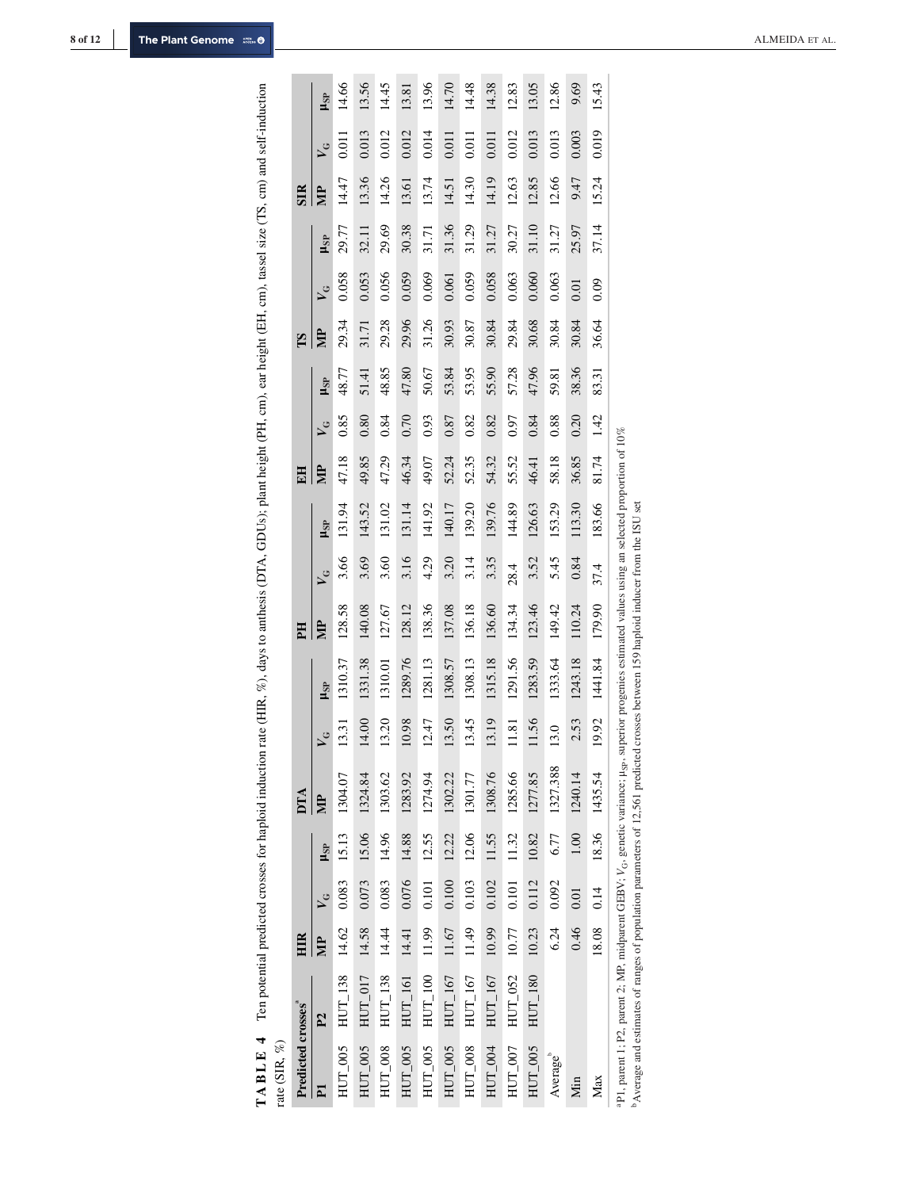**TABLE 4** Ten potential predicted crosses for haploid induction rate (HIR, %), days to anthesis (DTA, GDUs); plant height (PH, cm), ear height (EH, cm), tassel size (TS, cm) and self-induction rate (SIR, %)

| Predicted crosses[a] | | HIR | | | DTA | | | PH | | | EH | | | TS | | | SIR | | |
|---|---|---|---|---|---|---|---|---|---|---|---|---|---|---|---|---|---|---|---|
| P1 | P2 | MP | $V_G$ | $\mu_{SP}$ | MP | $V_G$ | $\mu_{SP}$ | MP | $V_G$ | $\mu_{SP}$ | MP | $V_G$ | $\mu_{SP}$ | MP | $V_G$ | $\mu_{SP}$ | MP | $V_G$ | $\mu_{SP}$ |
| HUT_005 | HUT_138 | 14.62 | 0.083 | 15.13 | 1304.07 | 13.31 | 1310.37 | 128.58 | 3.66 | 131.94 | 47.18 | 0.85 | 48.77 | 29.34 | 0.058 | 29.77 | 14.47 | 0.011 | 14.66 |
| HUT_005 | HUT_017 | 14.58 | 0.073 | 15.06 | 1324.84 | 14.00 | 1331.38 | 140.08 | 3.69 | 143.52 | 49.85 | 0.80 | 51.41 | 31.71 | 0.053 | 32.11 | 13.36 | 0.013 | 13.56 |
| HUT_008 | HUT_138 | 14.44 | 0.083 | 14.96 | 1303.62 | 13.20 | 1310.01 | 127.67 | 3.60 | 131.02 | 47.29 | 0.84 | 48.85 | 29.28 | 0.056 | 29.69 | 14.26 | 0.012 | 14.45 |
| HUT_005 | HUT_161 | 14.41 | 0.076 | 14.88 | 1283.92 | 10.98 | 1289.76 | 128.12 | 3.16 | 131.14 | 46.34 | 0.70 | 47.80 | 29.96 | 0.059 | 30.38 | 13.61 | 0.012 | 13.81 |
| HUT_005 | HUT_100 | 11.99 | 0.101 | 12.55 | 1274.94 | 12.47 | 1281.13 | 138.36 | 4.29 | 141.92 | 49.07 | 0.93 | 50.67 | 31.26 | 0.069 | 31.71 | 13.74 | 0.014 | 13.96 |
| HUT_005 | HUT_167 | 11.67 | 0.100 | 12.22 | 1302.22 | 13.50 | 1308.57 | 137.08 | 3.20 | 140.17 | 52.24 | 0.87 | 53.84 | 30.93 | 0.061 | 31.36 | 14.51 | 0.011 | 14.70 |
| HUT_008 | HUT_167 | 11.49 | 0.103 | 12.06 | 1301.77 | 13.45 | 1308.13 | 136.18 | 3.14 | 139.20 | 52.35 | 0.82 | 53.95 | 30.87 | 0.059 | 31.29 | 14.30 | 0.011 | 14.48 |
| HUT_004 | HUT_167 | 10.99 | 0.102 | 11.55 | 1308.76 | 13.19 | 1315.18 | 136.60 | 3.35 | 139.76 | 54.32 | 0.82 | 55.90 | 30.84 | 0.058 | 31.27 | 14.19 | 0.011 | 14.38 |
| HUT_007 | HUT_052 | 10.77 | 0.101 | 11.32 | 1285.66 | 11.81 | 1291.56 | 134.34 | 28.4 | 144.89 | 55.52 | 0.97 | 57.28 | 29.84 | 0.063 | 30.27 | 12.63 | 0.012 | 12.83 |
| HUT_005 | HUT_180 | 10.23 | 0.112 | 10.82 | 1277.85 | 11.56 | 1283.59 | 123.46 | 3.52 | 126.63 | 46.41 | 0.84 | 47.96 | 30.68 | 0.060 | 31.10 | 12.85 | 0.013 | 13.05 |
| Average[b] | | 6.24 | 0.092 | 6.77 | 1327.388 | 13.0 | 1333.64 | 149.42 | 5.45 | 153.29 | 58.18 | 0.88 | 59.81 | 30.84 | 0.063 | 31.27 | 12.66 | 0.013 | 12.86 |
| Min | | 0.46 | 0.01 | 1.00 | 1240.14 | 2.53 | 1243.18 | 110.24 | 0.84 | 113.30 | 36.85 | 0.20 | 38.36 | 30.84 | 0.01 | 25.97 | 9.47 | 0.003 | 9.69 |
| Max | | 18.08 | 0.14 | 18.36 | 1435.54 | 19.92 | 1441.84 | 179.90 | 37.4 | 183.66 | 81.74 | 1.42 | 83.31 | 36.64 | 0.09 | 37.14 | 15.24 | 0.019 | 15.43 |

[a]P1, parent 1; P2, parent 2; MP, midparent GEBV; $V_G$, genetic variance; $\mu_{SP}$, superior progenies estimated values using an selected proportion of 10%

[b]Average and estimates of ranges of population parameters of 12,561 predicted crosses between 159 haploid inducer from the ISU set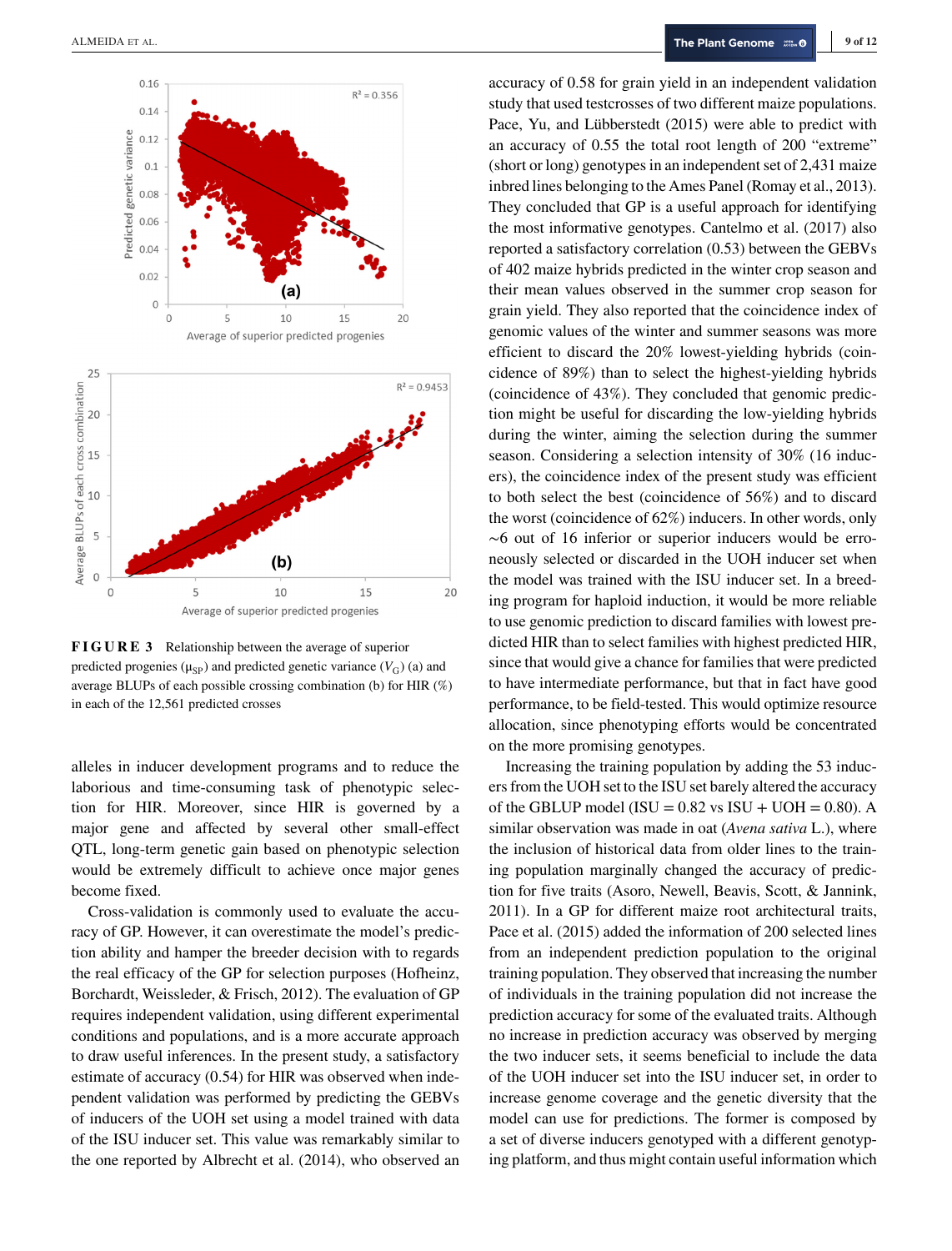**FIGURE 3** Relationship between the average of superior predicted progenies ($\mu_{SP}$) and predicted genetic variance ($V_G$) (a) and average BLUPs of each possible crossing combination (b) for HIR (%) in each of the 12,561 predicted crosses

alleles in inducer development programs and to reduce the laborious and time-consuming task of phenotypic selection for HIR. Moreover, since HIR is governed by a major gene and affected by several other small-effect QTL, long-term genetic gain based on phenotypic selection would be extremely difficult to achieve once major genes become fixed.

Cross-validation is commonly used to evaluate the accuracy of GP. However, it can overestimate the model's prediction ability and hamper the breeder decision with to regards the real efficacy of the GP for selection purposes (Hofheinz, Borchardt, Weissleder, & Frisch, 2012). The evaluation of GP requires independent validation, using different experimental conditions and populations, and is a more accurate approach to draw useful inferences. In the present study, a satisfactory estimate of accuracy (0.54) for HIR was observed when independent validation was performed by predicting the GEBVs of inducers of the UOH set using a model trained with data of the ISU inducer set. This value was remarkably similar to the one reported by Albrecht et al. (2014), who observed an accuracy of 0.58 for grain yield in an independent validation study that used testcrosses of two different maize populations. Pace, Yu, and Lübberstedt (2015) were able to predict with an accuracy of 0.55 the total root length of 200 "extreme" (short or long) genotypes in an independent set of 2,431 maize inbred lines belonging to the Ames Panel (Romay et al., 2013). They concluded that GP is a useful approach for identifying the most informative genotypes. Cantelmo et al. (2017) also reported a satisfactory correlation (0.53) between the GEBVs of 402 maize hybrids predicted in the winter crop season and their mean values observed in the summer crop season for grain yield. They also reported that the coincidence index of genomic values of the winter and summer seasons was more efficient to discard the 20% lowest-yielding hybrids (coincidence of 89%) than to select the highest-yielding hybrids (coincidence of 43%). They concluded that genomic prediction might be useful for discarding the low-yielding hybrids during the winter, aiming the selection during the summer season. Considering a selection intensity of 30% (16 inducers), the coincidence index of the present study was efficient to both select the best (coincidence of 56%) and to discard the worst (coincidence of 62%) inducers. In other words, only ~6 out of 16 inferior or superior inducers would be erroneously selected or discarded in the UOH inducer set when the model was trained with the ISU inducer set. In a breeding program for haploid induction, it would be more reliable to use genomic prediction to discard families with lowest predicted HIR than to select families with highest predicted HIR, since that would give a chance for families that were predicted to have intermediate performance, but that in fact have good performance, to be field-tested. This would optimize resource allocation, since phenotyping efforts would be concentrated on the more promising genotypes.

Increasing the training population by adding the 53 inducers from the UOH set to the ISU set barely altered the accuracy of the GBLUP model (ISU = 0.82 vs ISU + UOH = 0.80). A similar observation was made in oat (*Avena sativa* L.), where the inclusion of historical data from older lines to the training population marginally changed the accuracy of prediction for five traits (Asoro, Newell, Beavis, Scott, & Jannink, 2011). In a GP for different maize root architectural traits, Pace et al. (2015) added the information of 200 selected lines from an independent prediction population to the original training population. They observed that increasing the number of individuals in the training population did not increase the prediction accuracy for some of the evaluated traits. Although no increase in prediction accuracy was observed by merging the two inducer sets, it seems beneficial to include the data of the UOH inducer set into the ISU inducer set, in order to increase genome coverage and the genetic diversity that the model can use for predictions. The former is composed by a set of diverse inducers genotyped with a different genotyping platform, and thus might contain useful information which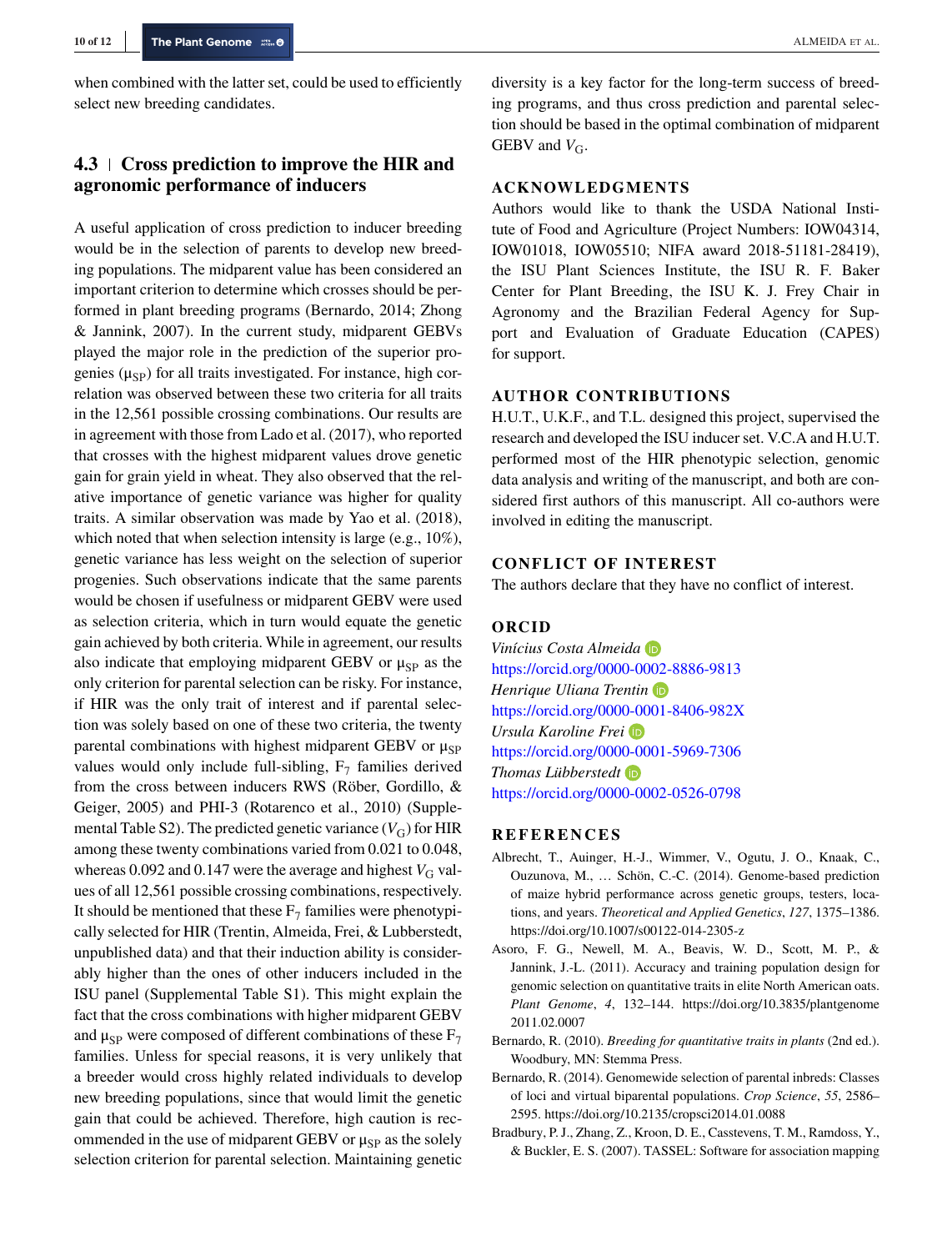when combined with the latter set, could be used to efficiently select new breeding candidates.

## 4.3 | Cross prediction to improve the HIR and agronomic performance of inducers

A useful application of cross prediction to inducer breeding would be in the selection of parents to develop new breeding populations. The midparent value has been considered an important criterion to determine which crosses should be performed in plant breeding programs (Bernardo, 2014; Zhong & Jannink, 2007). In the current study, midparent GEBVs played the major role in the prediction of the superior progenies ($\mu_{SP}$) for all traits investigated. For instance, high correlation was observed between these two criteria for all traits in the 12,561 possible crossing combinations. Our results are in agreement with those from Lado et al. (2017), who reported that crosses with the highest midparent values drove genetic gain for grain yield in wheat. They also observed that the relative importance of genetic variance was higher for quality traits. A similar observation was made by Yao et al. (2018), which noted that when selection intensity is large (e.g., 10%), genetic variance has less weight on the selection of superior progenies. Such observations indicate that the same parents would be chosen if usefulness or midparent GEBV were used as selection criteria, which in turn would equate the genetic gain achieved by both criteria. While in agreement, our results also indicate that employing midparent GEBV or $\mu_{SP}$ as the only criterion for parental selection can be risky. For instance, if HIR was the only trait of interest and if parental selection was solely based on one of these two criteria, the twenty parental combinations with highest midparent GEBV or $\mu_{SP}$ values would only include full-sibling, $F_7$ families derived from the cross between inducers RWS (Röber, Gordillo, & Geiger, 2005) and PHI-3 (Rotarenco et al., 2010) (Supplemental Table S2). The predicted genetic variance ($V_G$) for HIR among these twenty combinations varied from 0.021 to 0.048, whereas 0.092 and 0.147 were the average and highest $V_G$ values of all 12,561 possible crossing combinations, respectively. It should be mentioned that these $F_7$ families were phenotypically selected for HIR (Trentin, Almeida, Frei, & Lubberstedt, unpublished data) and that their induction ability is considerably higher than the ones of other inducers included in the ISU panel (Supplemental Table S1). This might explain the fact that the cross combinations with higher midparent GEBV and $\mu_{SP}$ were composed of different combinations of these $F_7$ families. Unless for special reasons, it is very unlikely that a breeder would cross highly related individuals to develop new breeding populations, since that would limit the genetic gain that could be achieved. Therefore, high caution is recommended in the use of midparent GEBV or $\mu_{SP}$ as the solely selection criterion for parental selection. Maintaining genetic diversity is a key factor for the long-term success of breeding programs, and thus cross prediction and parental selection should be based in the optimal combination of midparent GEBV and $V_G$.

## ACKNOWLEDGMENTS

Authors would like to thank the USDA National Institute of Food and Agriculture (Project Numbers: IOW04314, IOW01018, IOW05510; NIFA award 2018-51181-28419), the ISU Plant Sciences Institute, the ISU R. F. Baker Center for Plant Breeding, the ISU K. J. Frey Chair in Agronomy and the Brazilian Federal Agency for Support and Evaluation of Graduate Education (CAPES) for support.

## AUTHOR CONTRIBUTIONS

H.U.T., U.K.F., and T.L. designed this project, supervised the research and developed the ISU inducer set. V.C.A and H.U.T. performed most of the HIR phenotypic selection, genomic data analysis and writing of the manuscript, and both are considered first authors of this manuscript. All co-authors were involved in editing the manuscript.

## CONFLICT OF INTEREST

The authors declare that they have no conflict of interest.

## ORCID

*Vinícius Costa Almeida* https://orcid.org/0000-0002-8886-9813
*Henrique Uliana Trentin* https://orcid.org/0000-0001-8406-982X
*Ursula Karoline Frei* https://orcid.org/0000-0001-5969-7306
*Thomas Lübberstedt* https://orcid.org/0000-0002-0526-0798

## REFERENCES

Albrecht, T., Auinger, H.-J., Wimmer, V., Ogutu, J. O., Knaak, C., Ouzunova, M., … Schön, C.-C. (2014). Genome-based prediction of maize hybrid performance across genetic groups, testers, locations, and years. *Theoretical and Applied Genetics*, *127*, 1375–1386. https://doi.org/10.1007/s00122-014-2305-z

Asoro, F. G., Newell, M. A., Beavis, W. D., Scott, M. P., & Jannink, J.-L. (2011). Accuracy and training population design for genomic selection on quantitative traits in elite North American oats. *Plant Genome*, *4*, 132–144. https://doi.org/10.3835/plantgenome2011.02.0007

Bernardo, R. (2010). *Breeding for quantitative traits in plants* (2nd ed.). Woodbury, MN: Stemma Press.

Bernardo, R. (2014). Genomewide selection of parental inbreds: Classes of loci and virtual biparental populations. *Crop Science*, *55*, 2586–2595. https://doi.org/10.2135/cropsci2014.01.0088

Bradbury, P. J., Zhang, Z., Kroon, D. E., Casstevens, T. M., Ramdoss, Y., & Buckler, E. S. (2007). TASSEL: Software for association mapping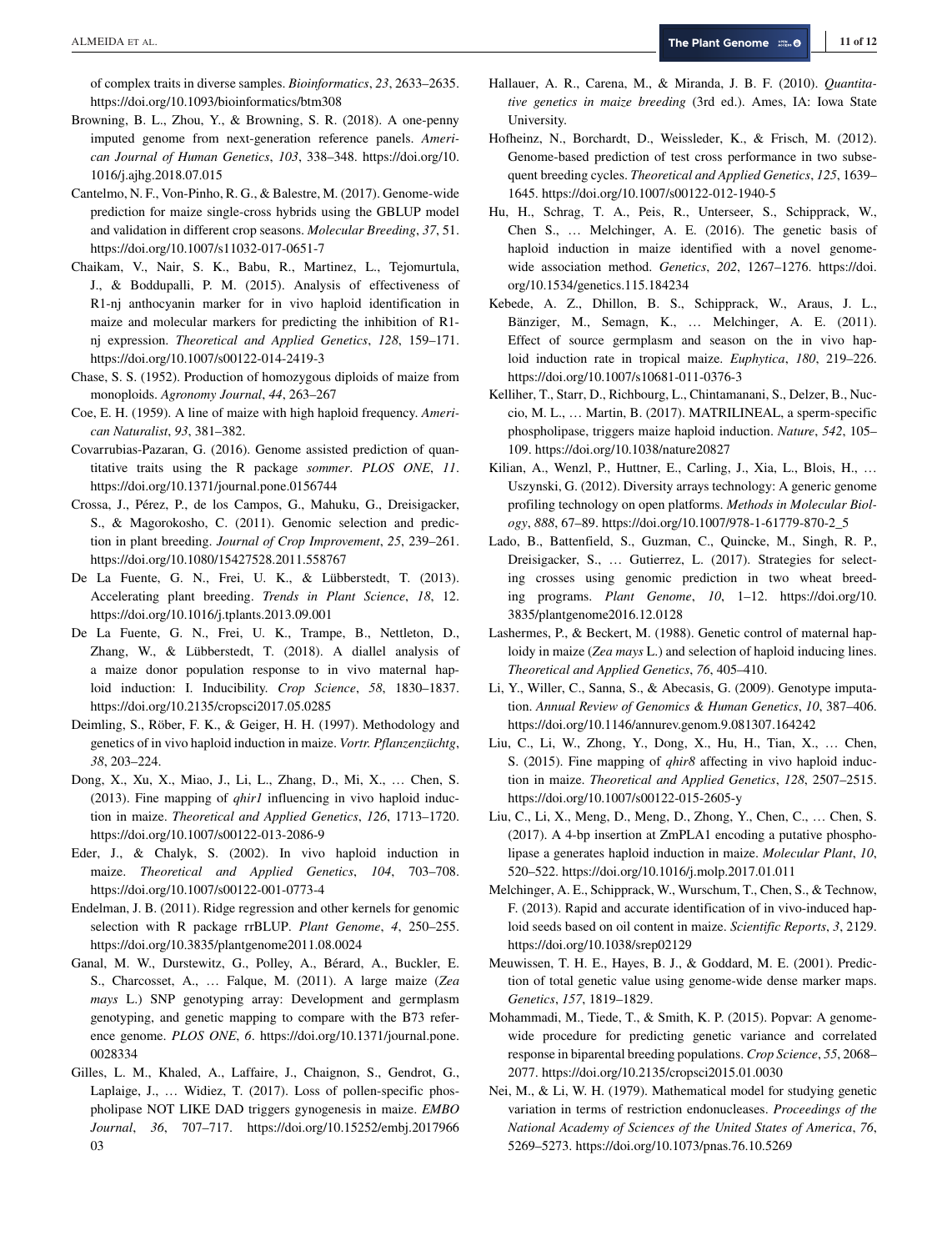of complex traits in diverse samples. *Bioinformatics*, *23*, 2633–2635. https://doi.org/10.1093/bioinformatics/btm308

Browning, B. L., Zhou, Y., & Browning, S. R. (2018). A one-penny imputed genome from next-generation reference panels. *American Journal of Human Genetics*, *103*, 338–348. https://doi.org/10.1016/j.ajhg.2018.07.015

Cantelmo, N. F., Von-Pinho, R. G., & Balestre, M. (2017). Genome-wide prediction for maize single-cross hybrids using the GBLUP model and validation in different crop seasons. *Molecular Breeding*, *37*, 51. https://doi.org/10.1007/s11032-017-0651-7

Chaikam, V., Nair, S. K., Babu, R., Martinez, L., Tejomurtula, J., & Boddupalli, P. M. (2015). Analysis of effectiveness of R1-nj anthocyanin marker for in vivo haploid identification in maize and molecular markers for predicting the inhibition of R1-nj expression. *Theoretical and Applied Genetics*, *128*, 159–171. https://doi.org/10.1007/s00122-014-2419-3

Chase, S. S. (1952). Production of homozygous diploids of maize from monoploids. *Agronomy Journal*, *44*, 263–267

Coe, E. H. (1959). A line of maize with high haploid frequency. *American Naturalist*, *93*, 381–382.

Covarrubias-Pazaran, G. (2016). Genome assisted prediction of quantitative traits using the R package *sommer*. *PLOS ONE*, *11*. https://doi.org/10.1371/journal.pone.0156744

Crossa, J., Pérez, P., de los Campos, G., Mahuku, G., Dreisigacker, S., & Magorokosho, C. (2011). Genomic selection and prediction in plant breeding. *Journal of Crop Improvement*, *25*, 239–261. https://doi.org/10.1080/15427528.2011.558767

De La Fuente, G. N., Frei, U. K., & Lübberstedt, T. (2013). Accelerating plant breeding. *Trends in Plant Science*, *18*, 12. https://doi.org/10.1016/j.tplants.2013.09.001

De La Fuente, G. N., Frei, U. K., Trampe, B., Nettleton, D., Zhang, W., & Lübberstedt, T. (2018). A diallel analysis of a maize donor population response to in vivo maternal haploid induction: I. Inducibility. *Crop Science*, *58*, 1830–1837. https://doi.org/10.2135/cropsci2017.05.0285

Deimling, S., Röber, F. K., & Geiger, H. H. (1997). Methodology and genetics of in vivo haploid induction in maize. *Vortr. Pflanzenzüchtg*, *38*, 203–224.

Dong, X., Xu, X., Miao, J., Li, L., Zhang, D., Mi, X., … Chen, S. (2013). Fine mapping of *qhir1* influencing in vivo haploid induction in maize. *Theoretical and Applied Genetics*, *126*, 1713–1720. https://doi.org/10.1007/s00122-013-2086-9

Eder, J., & Chalyk, S. (2002). In vivo haploid induction in maize. *Theoretical and Applied Genetics*, *104*, 703–708. https://doi.org/10.1007/s00122-001-0773-4

Endelman, J. B. (2011). Ridge regression and other kernels for genomic selection with R package rrBLUP. *Plant Genome*, *4*, 250–255. https://doi.org/10.3835/plantgenome2011.08.0024

Ganal, M. W., Durstewitz, G., Polley, A., Bérard, A., Buckler, E. S., Charcosset, A., … Falque, M. (2011). A large maize (*Zea mays* L.) SNP genotyping array: Development and germplasm genotyping, and genetic mapping to compare with the B73 reference genome. *PLOS ONE*, *6*. https://doi.org/10.1371/journal.pone.0028334

Gilles, L. M., Khaled, A., Laffaire, J., Chaignon, S., Gendrot, G., Laplaige, J., … Widiez, T. (2017). Loss of pollen-specific phospholipase NOT LIKE DAD triggers gynogenesis in maize. *EMBO Journal*, *36*, 707–717. https://doi.org/10.15252/embj.201796603

Hallauer, A. R., Carena, M., & Miranda, J. B. F. (2010). *Quantitative genetics in maize breeding* (3rd ed.). Ames, IA: Iowa State University.

Hofheinz, N., Borchardt, D., Weissleder, K., & Frisch, M. (2012). Genome-based prediction of test cross performance in two subsequent breeding cycles. *Theoretical and Applied Genetics*, *125*, 1639–1645. https://doi.org/10.1007/s00122-012-1940-5

Hu, H., Schrag, T. A., Peis, R., Unterseer, S., Schipprack, W., Chen S., … Melchinger, A. E. (2016). The genetic basis of haploid induction in maize identified with a novel genome-wide association method. *Genetics*, *202*, 1267–1276. https://doi.org/10.1534/genetics.115.184234

Kebede, A. Z., Dhillon, B. S., Schipprack, W., Araus, J. L., Bänziger, M., Semagn, K., … Melchinger, A. E. (2011). Effect of source germplasm and season on the in vivo haploid induction rate in tropical maize. *Euphytica*, *180*, 219–226. https://doi.org/10.1007/s10681-011-0376-3

Kelliher, T., Starr, D., Richbourg, L., Chintamanani, S., Delzer, B., Nuccio, M. L., … Martin, B. (2017). MATRILINEAL, a sperm-specific phospholipase, triggers maize haploid induction. *Nature*, *542*, 105–109. https://doi.org/10.1038/nature20827

Kilian, A., Wenzl, P., Huttner, E., Carling, J., Xia, L., Blois, H., … Uszynski, G. (2012). Diversity arrays technology: A generic genome profiling technology on open platforms. *Methods in Molecular Biology*, *888*, 67–89. https://doi.org/10.1007/978-1-61779-870-2_5

Lado, B., Battenfield, S., Guzman, C., Quincke, M., Singh, R. P., Dreisigacker, S., … Gutierrez, L. (2017). Strategies for selecting crosses using genomic prediction in two wheat breeding programs. *Plant Genome*, *10*, 1–12. https://doi.org/10.3835/plantgenome2016.12.0128

Lashermes, P., & Beckert, M. (1988). Genetic control of maternal haploidy in maize (*Zea mays* L.) and selection of haploid inducing lines. *Theoretical and Applied Genetics*, *76*, 405–410.

Li, Y., Willer, C., Sanna, S., & Abecasis, G. (2009). Genotype imputation. *Annual Review of Genomics & Human Genetics*, *10*, 387–406. https://doi.org/10.1146/annurev.genom.9.081307.164242

Liu, C., Li, W., Zhong, Y., Dong, X., Hu, H., Tian, X., … Chen, S. (2015). Fine mapping of *qhir8* affecting in vivo haploid induction in maize. *Theoretical and Applied Genetics*, *128*, 2507–2515. https://doi.org/10.1007/s00122-015-2605-y

Liu, C., Li, X., Meng, D., Meng, D., Zhong, Y., Chen, C., … Chen, S. (2017). A 4-bp insertion at ZmPLA1 encoding a putative phospholipase a generates haploid induction in maize. *Molecular Plant*, *10*, 520–522. https://doi.org/10.1016/j.molp.2017.01.011

Melchinger, A. E., Schipprack, W., Wurschum, T., Chen, S., & Technow, F. (2013). Rapid and accurate identification of in vivo-induced haploid seeds based on oil content in maize. *Scientific Reports*, *3*, 2129. https://doi.org/10.1038/srep02129

Meuwissen, T. H. E., Hayes, B. J., & Goddard, M. E. (2001). Prediction of total genetic value using genome-wide dense marker maps. *Genetics*, *157*, 1819–1829.

Mohammadi, M., Tiede, T., & Smith, K. P. (2015). Popvar: A genome-wide procedure for predicting genetic variance and correlated response in biparental breeding populations. *Crop Science*, *55*, 2068–2077. https://doi.org/10.2135/cropsci2015.01.0030

Nei, M., & Li, W. H. (1979). Mathematical model for studying genetic variation in terms of restriction endonucleases. *Proceedings of the National Academy of Sciences of the United States of America*, *76*, 5269–5273. https://doi.org/10.1073/pnas.76.10.5269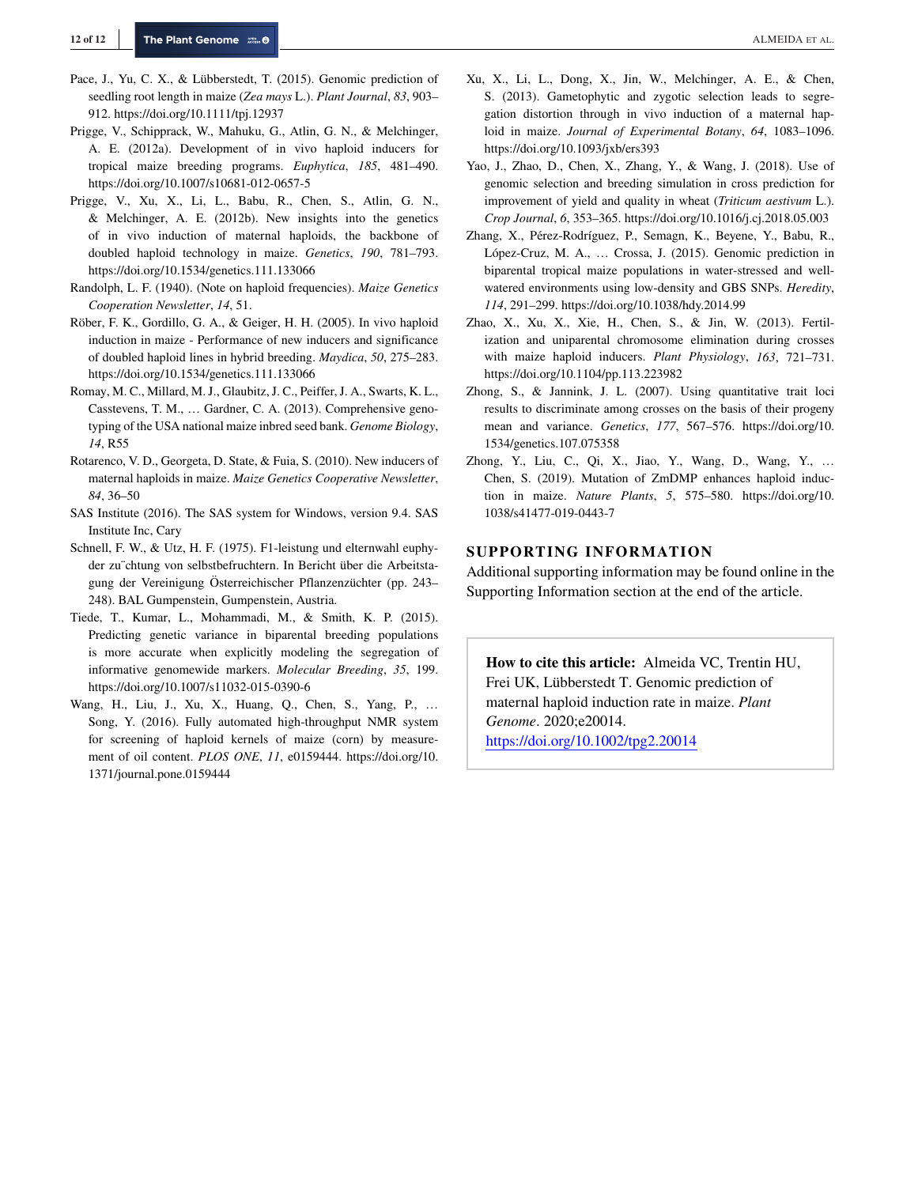Pace, J., Yu, C. X., & Lübberstedt, T. (2015). Genomic prediction of seedling root length in maize (*Zea mays* L.). *Plant Journal*, *83*, 903–912. https://doi.org/10.1111/tpj.12937

Prigge, V., Schipprack, W., Mahuku, G., Atlin, G. N., & Melchinger, A. E. (2012a). Development of in vivo haploid inducers for tropical maize breeding programs. *Euphytica*, *185*, 481–490. https://doi.org/10.1007/s10681-012-0657-5

Prigge, V., Xu, X., Li, L., Babu, R., Chen, S., Atlin, G. N., & Melchinger, A. E. (2012b). New insights into the genetics of in vivo induction of maternal haploids, the backbone of doubled haploid technology in maize. *Genetics*, *190*, 781–793. https://doi.org/10.1534/genetics.111.133066

Randolph, L. F. (1940). (Note on haploid frequencies). *Maize Genetics Cooperation Newsletter*, *14*, 51.

Röber, F. K., Gordillo, G. A., & Geiger, H. H. (2005). In vivo haploid induction in maize - Performance of new inducers and significance of doubled haploid lines in hybrid breeding. *Maydica*, *50*, 275–283. https://doi.org/10.1534/genetics.111.133066

Romay, M. C., Millard, M. J., Glaubitz, J. C., Peiffer, J. A., Swarts, K. L., Casstevens, T. M., … Gardner, C. A. (2013). Comprehensive genotyping of the USA national maize inbred seed bank. *Genome Biology*, *14*, R55

Rotarenco, V. D., Georgeta, D. State, & Fuia, S. (2010). New inducers of maternal haploids in maize. *Maize Genetics Cooperative Newsletter*, *84*, 36–50

SAS Institute (2016). The SAS system for Windows, version 9.4. SAS Institute Inc, Cary

Schnell, F. W., & Utz, H. F. (1975). F1-leistung und elternwahl euphyder zu¨chtung von selbstbefruchtern. In Bericht über die Arbeitstagung der Vereinigung Österreichischer Pflanzenzüchter (pp. 243–248). BAL Gumpenstein, Gumpenstein, Austria.

Tiede, T., Kumar, L., Mohammadi, M., & Smith, K. P. (2015). Predicting genetic variance in biparental breeding populations is more accurate when explicitly modeling the segregation of informative genomewide markers. *Molecular Breeding*, *35*, 199. https://doi.org/10.1007/s11032-015-0390-6

Wang, H., Liu, J., Xu, X., Huang, Q., Chen, S., Yang, P., … Song, Y. (2016). Fully automated high-throughput NMR system for screening of haploid kernels of maize (corn) by measurement of oil content. *PLOS ONE*, *11*, e0159444. https://doi.org/10.1371/journal.pone.0159444

Xu, X., Li, L., Dong, X., Jin, W., Melchinger, A. E., & Chen, S. (2013). Gametophytic and zygotic selection leads to segregation distortion through in vivo induction of a maternal haploid in maize. *Journal of Experimental Botany*, *64*, 1083–1096. https://doi.org/10.1093/jxb/ers393

Yao, J., Zhao, D., Chen, X., Zhang, Y., & Wang, J. (2018). Use of genomic selection and breeding simulation in cross prediction for improvement of yield and quality in wheat (*Triticum aestivum* L.). *Crop Journal*, *6*, 353–365. https://doi.org/10.1016/j.cj.2018.05.003

Zhang, X., Pérez-Rodríguez, P., Semagn, K., Beyene, Y., Babu, R., López-Cruz, M. A., … Crossa, J. (2015). Genomic prediction in biparental tropical maize populations in water-stressed and well-watered environments using low-density and GBS SNPs. *Heredity*, *114*, 291–299. https://doi.org/10.1038/hdy.2014.99

Zhao, X., Xu, X., Xie, H., Chen, S., & Jin, W. (2013). Fertilization and uniparental chromosome elimination during crosses with maize haploid inducers. *Plant Physiology*, *163*, 721–731. https://doi.org/10.1104/pp.113.223982

Zhong, S., & Jannink, J. L. (2007). Using quantitative trait loci results to discriminate among crosses on the basis of their progeny mean and variance. *Genetics*, *177*, 567–576. https://doi.org/10.1534/genetics.107.075358

Zhong, Y., Liu, C., Qi, X., Jiao, Y., Wang, D., Wang, Y., … Chen, S. (2019). Mutation of ZmDMP enhances haploid induction in maize. *Nature Plants*, *5*, 575–580. https://doi.org/10.1038/s41477-019-0443-7

## SUPPORTING INFORMATION

Additional supporting information may be found online in the Supporting Information section at the end of the article.

**How to cite this article:** Almeida VC, Trentin HU, Frei UK, Lübberstedt T. Genomic prediction of maternal haploid induction rate in maize. *Plant Genome*. 2020;e20014. https://doi.org/10.1002/tpg2.20014